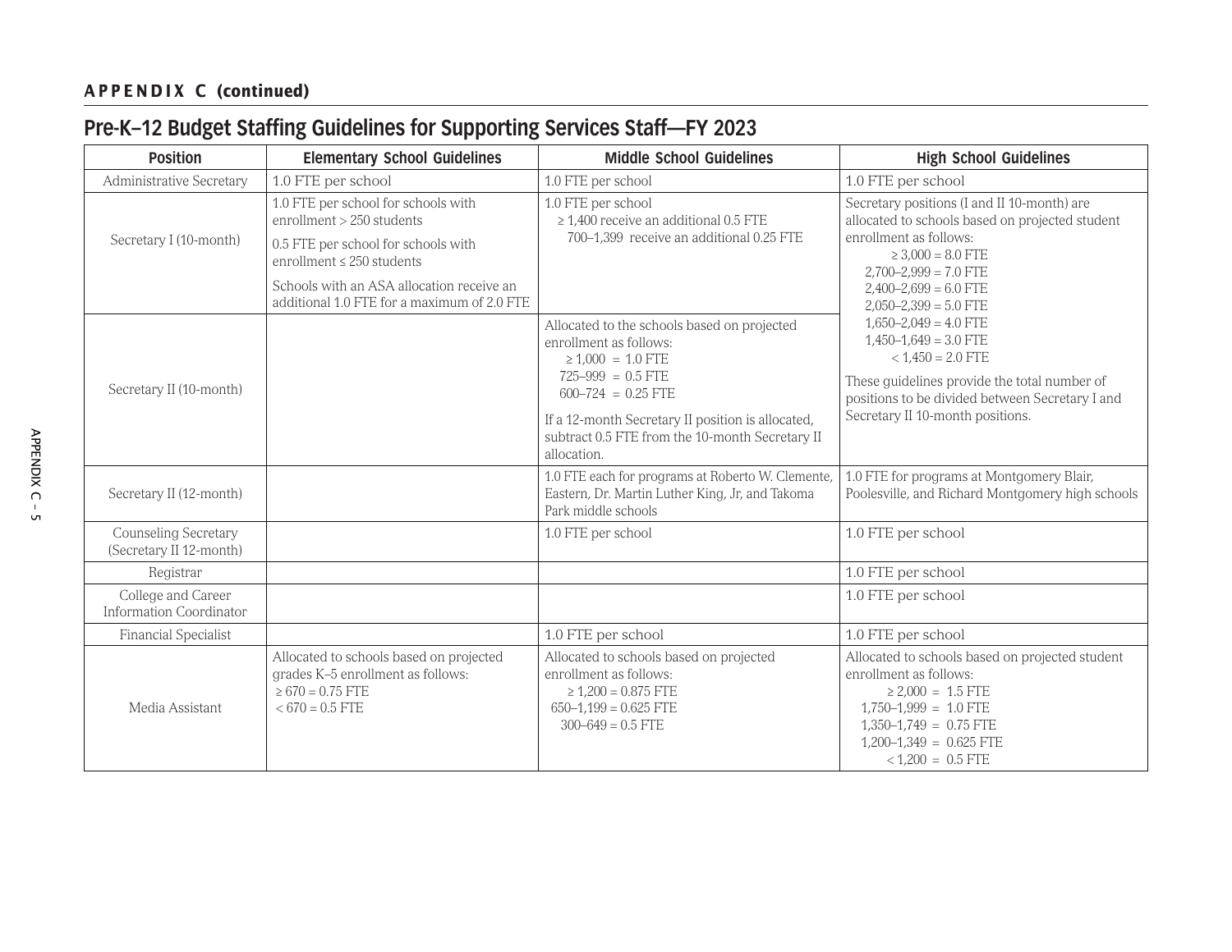**APPENDIX C (continued)**

## Pre-K–12 Budget Staffing Guidelines for Supporting Services Staff—FY 2023

| Position | Elementary School Guidelines | Middle School Guidelines | High School Guidelines |
|---|---|---|---|
| Administrative Secretary | 1.0 FTE per school | 1.0 FTE per school | 1.0 FTE per school |
| Secretary I (10-month) | 1.0 FTE per school for schools with enrollment > 250 students<br><br>0.5 FTE per school for schools with enrollment ≤ 250 students<br><br>Schools with an ASA allocation receive an additional 1.0 FTE for a maximum of 2.0 FTE | 1.0 FTE per school<br>≥ 1,400 receive an additional 0.5 FTE<br>700–1,399 receive an additional 0.25 FTE | Secretary positions (I and II 10-month) are allocated to schools based on projected student enrollment as follows:<br>≥ 3,000 = 8.0 FTE<br>2,700–2,999 = 7.0 FTE<br>2,400–2,699 = 6.0 FTE<br>2,050–2,399 = 5.0 FTE<br>1,650–2,049 = 4.0 FTE<br>1,450–1,649 = 3.0 FTE<br>< 1,450 = 2.0 FTE<br><br>These guidelines provide the total number of positions to be divided between Secretary I and Secretary II 10-month positions. |
| Secretary II (10-month) | | Allocated to the schools based on projected enrollment as follows:<br>≥ 1,000 = 1.0 FTE<br>725–999 = 0.5 FTE<br>600–724 = 0.25 FTE<br><br>If a 12-month Secretary II position is allocated, subtract 0.5 FTE from the 10-month Secretary II allocation. | |
| Secretary II (12-month) | | 1.0 FTE each for programs at Roberto W. Clemente, Eastern, Dr. Martin Luther King, Jr, and Takoma Park middle schools | 1.0 FTE for programs at Montgomery Blair, Poolesville, and Richard Montgomery high schools |
| Counseling Secretary (Secretary II 12-month) | | 1.0 FTE per school | 1.0 FTE per school |
| Registrar | | | 1.0 FTE per school |
| College and Career Information Coordinator | | | 1.0 FTE per school |
| Financial Specialist | | 1.0 FTE per school | 1.0 FTE per school |
| Media Assistant | Allocated to schools based on projected grades K–5 enrollment as follows:<br>≥ 670 = 0.75 FTE<br>< 670 = 0.5 FTE | Allocated to schools based on projected enrollment as follows:<br>≥ 1,200 = 0.875 FTE<br>650–1,199 = 0.625 FTE<br>300–649 = 0.5 FTE | Allocated to schools based on projected student enrollment as follows:<br>≥ 2,000 = 1.5 FTE<br>1,750–1,999 = 1.0 FTE<br>1,350–1,749 = 0.75 FTE<br>1,200–1,349 = 0.625 FTE<br>< 1,200 = 0.5 FTE |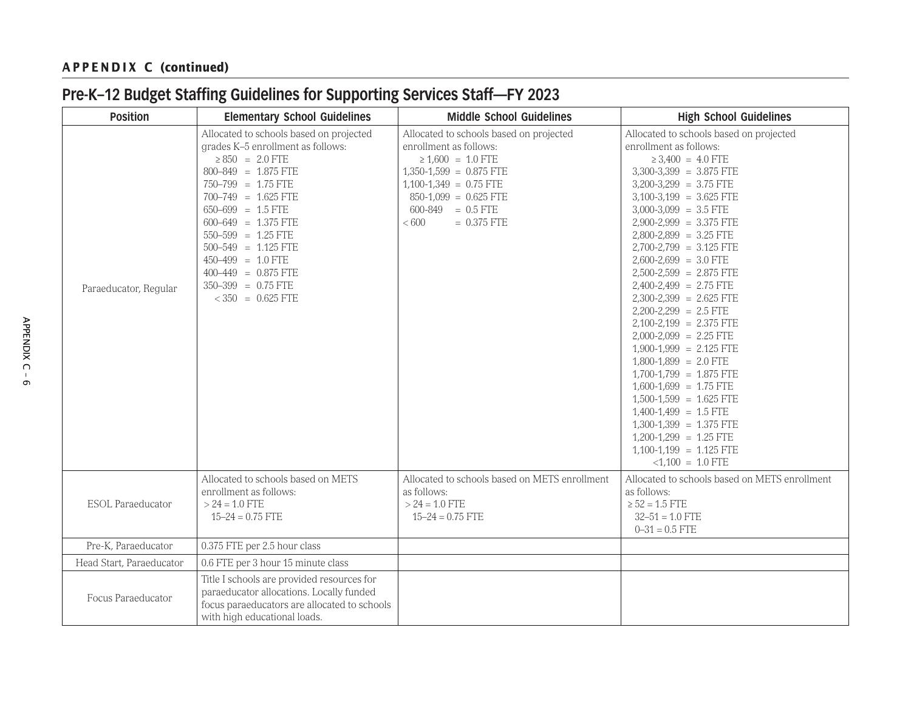**APPENDIX C (continued)**

## Pre-K–12 Budget Staffing Guidelines for Supporting Services Staff—FY 2023

| Position | Elementary School Guidelines | Middle School Guidelines | High School Guidelines |
|---|---|---|---|
| Paraeducator, Regular | Allocated to schools based on projected grades K–5 enrollment as follows:<br>≥ 850 = 2.0 FTE<br>800–849 = 1.875 FTE<br>750–799 = 1.75 FTE<br>700–749 = 1.625 FTE<br>650–699 = 1.5 FTE<br>600–649 = 1.375 FTE<br>550–599 = 1.25 FTE<br>500–549 = 1.125 FTE<br>450–499 = 1.0 FTE<br>400–449 = 0.875 FTE<br>350–399 = 0.75 FTE<br>< 350 = 0.625 FTE | Allocated to schools based on projected enrollment as follows:<br>≥ 1,600 = 1.0 FTE<br>1,350-1,599 = 0.875 FTE<br>1,100-1,349 = 0.75 FTE<br>850-1,099 = 0.625 FTE<br>600-849 = 0.5 FTE<br>< 600 = 0.375 FTE | Allocated to schools based on projected enrollment as follows:<br>≥ 3,400 = 4.0 FTE<br>3,300-3,399 = 3.875 FTE<br>3,200-3,299 = 3.75 FTE<br>3,100-3,199 = 3.625 FTE<br>3,000-3,099 = 3.5 FTE<br>2,900-2,999 = 3.375 FTE<br>2,800-2,899 = 3.25 FTE<br>2,700-2,799 = 3.125 FTE<br>2,600-2,699 = 3.0 FTE<br>2,500-2,599 = 2.875 FTE<br>2,400-2,499 = 2.75 FTE<br>2,300-2,399 = 2.625 FTE<br>2,200-2,299 = 2.5 FTE<br>2,100-2,199 = 2.375 FTE<br>2,000-2,099 = 2.25 FTE<br>1,900-1,999 = 2.125 FTE<br>1,800-1,899 = 2.0 FTE<br>1,700-1,799 = 1.875 FTE<br>1,600-1,699 = 1.75 FTE<br>1,500-1,599 = 1.625 FTE<br>1,400-1,499 = 1.5 FTE<br>1,300-1,399 = 1.375 FTE<br>1,200-1,299 = 1.25 FTE<br>1,100-1,199 = 1.125 FTE<br><1,100 = 1.0 FTE |
| ESOL Paraeducator | Allocated to schools based on METS enrollment as follows:<br>> 24 = 1.0 FTE<br>15–24 = 0.75 FTE | Allocated to schools based on METS enrollment as follows:<br>> 24 = 1.0 FTE<br>15–24 = 0.75 FTE | Allocated to schools based on METS enrollment as follows:<br>≥ 52 = 1.5 FTE<br>32–51 = 1.0 FTE<br>0–31 = 0.5 FTE |
| Pre-K, Paraeducator | 0.375 FTE per 2.5 hour class | | |
| Head Start, Paraeducator | 0.6 FTE per 3 hour 15 minute class | | |
| Focus Paraeducator | Title I schools are provided resources for paraeducator allocations. Locally funded focus paraeducators are allocated to schools with high educational loads. | | |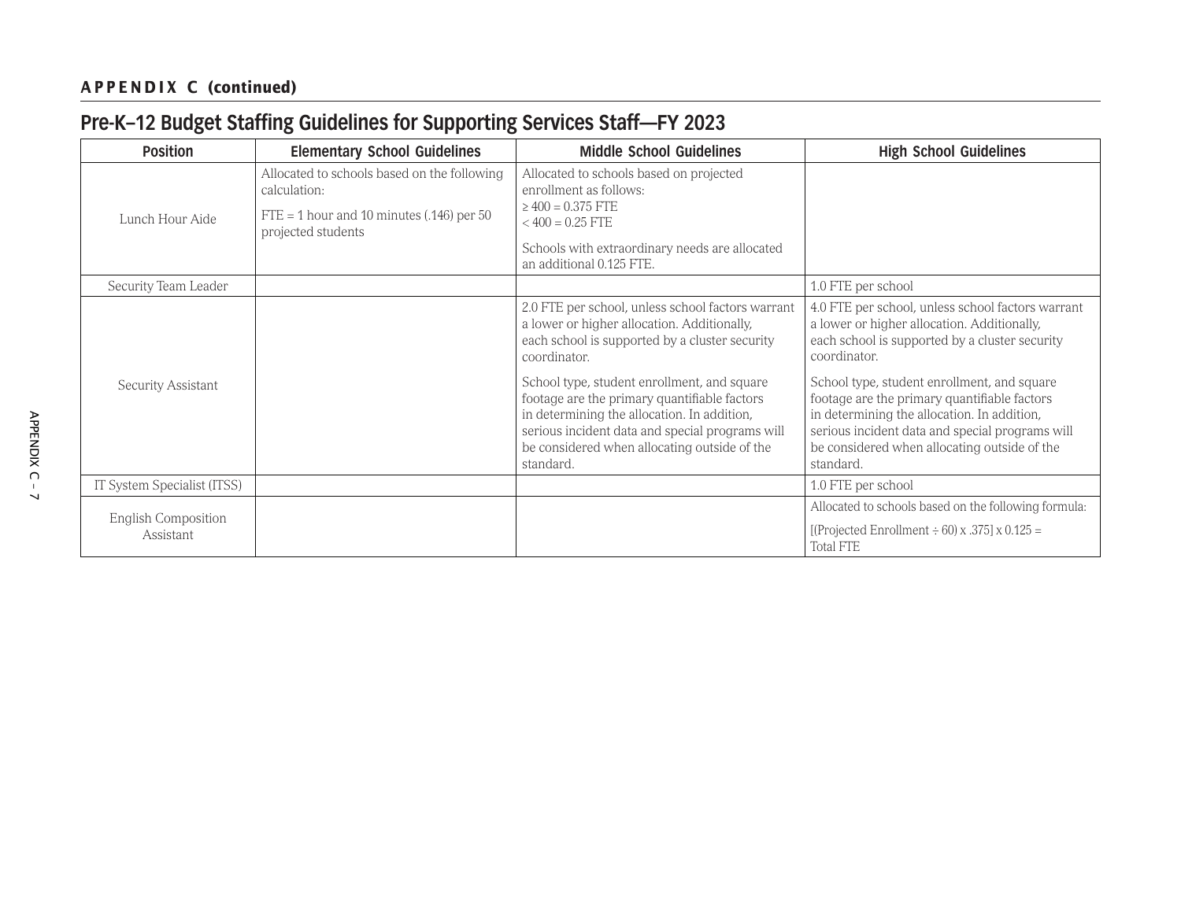**APPENDIX C (continued)**

## Pre-K–12 Budget Staffing Guidelines for Supporting Services Staff—FY 2023

| Position | Elementary School Guidelines | Middle School Guidelines | High School Guidelines |
|---|---|---|---|
| Lunch Hour Aide | Allocated to schools based on the following calculation:<br><br>FTE = 1 hour and 10 minutes (.146) per 50 projected students | Allocated to schools based on projected enrollment as follows:<br>≥ 400 = 0.375 FTE<br>< 400 = 0.25 FTE<br><br>Schools with extraordinary needs are allocated an additional 0.125 FTE. | |
| Security Team Leader | | | 1.0 FTE per school |
| Security Assistant | | 2.0 FTE per school, unless school factors warrant a lower or higher allocation. Additionally, each school is supported by a cluster security coordinator.<br><br>School type, student enrollment, and square footage are the primary quantifiable factors in determining the allocation. In addition, serious incident data and special programs will be considered when allocating outside of the standard. | 4.0 FTE per school, unless school factors warrant a lower or higher allocation. Additionally, each school is supported by a cluster security coordinator.<br><br>School type, student enrollment, and square footage are the primary quantifiable factors in determining the allocation. In addition, serious incident data and special programs will be considered when allocating outside of the standard. |
| IT System Specialist (ITSS) | | | 1.0 FTE per school |
| English Composition Assistant | | | Allocated to schools based on the following formula:<br><br>[(Projected Enrollment ÷ 60) x .375] x 0.125 = Total FTE |